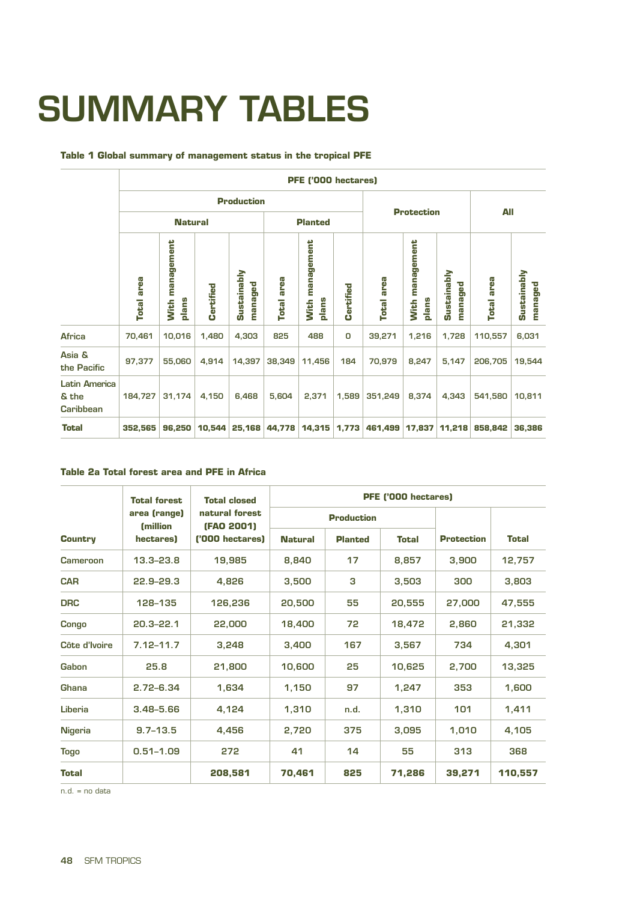# SUMMARY TABLES

**Table 1 Global summary of management status in the tropical PFE**

| | PFE ('000 hectares) | | | | | | | | | | | |
|---|---|---|---|---|---|---|---|---|---|---|---|---|
| | Production | | | | | | | Protection | | | All | |
| | Natural | | | | Planted | | | | | | | |
| | Total area | With management plans | Certified | Sustainably managed | Total area | With management plans | Certified | Total area | With management plans | Sustainably managed | Total area | Sustainably managed |
| Africa | 70,461 | 10,016 | 1,480 | 4,303 | 825 | 488 | 0 | 39,271 | 1,216 | 1,728 | 110,557 | 6,031 |
| Asia & the Pacific | 97,377 | 55,060 | 4,914 | 14,397 | 38,349 | 11,456 | 184 | 70,979 | 8,247 | 5,147 | 206,705 | 19,544 |
| Latin America & the Caribbean | 184,727 | 31,174 | 4,150 | 6,468 | 5,604 | 2,371 | 1,589 | 351,249 | 8,374 | 4,343 | 541,580 | 10,811 |
| **Total** | **352,565** | **96,250** | **10,544** | **25,168** | **44,778** | **14,315** | **1,773** | **461,499** | **17,837** | **11,218** | **858,842** | **36,386** |

**Table 2a Total forest area and PFE in Africa**

| Country | Total forest area (range) (million hectares) | Total closed natural forest (FAO 2001) ('000 hectares) | PFE ('000 hectares) | | | | |
|---|---|---|---|---|---|---|---|
| | | | Production | | | | |
| | | | Natural | Planted | Total | Protection | Total |
| Cameroon | 13.3–23.8 | 19,985 | 8,840 | 17 | 8,857 | 3,900 | 12,757 |
| CAR | 22.9–29.3 | 4,826 | 3,500 | 3 | 3,503 | 300 | 3,803 |
| DRC | 128–135 | 126,236 | 20,500 | 55 | 20,555 | 27,000 | 47,555 |
| Congo | 20.3–22.1 | 22,000 | 18,400 | 72 | 18,472 | 2,860 | 21,332 |
| Côte d'Ivoire | 7.12–11.7 | 3,248 | 3,400 | 167 | 3,567 | 734 | 4,301 |
| Gabon | 25.8 | 21,800 | 10,600 | 25 | 10,625 | 2,700 | 13,325 |
| Ghana | 2.72–6.34 | 1,634 | 1,150 | 97 | 1,247 | 353 | 1,600 |
| Liberia | 3.48–5.66 | 4,124 | 1,310 | n.d. | 1,310 | 101 | 1,411 |
| Nigeria | 9.7–13.5 | 4,456 | 2,720 | 375 | 3,095 | 1,010 | 4,105 |
| Togo | 0.51–1.09 | 272 | 41 | 14 | 55 | 313 | 368 |
| **Total** | | **208,581** | **70,461** | **825** | **71,286** | **39,271** | **110,557** |

n.d. = no data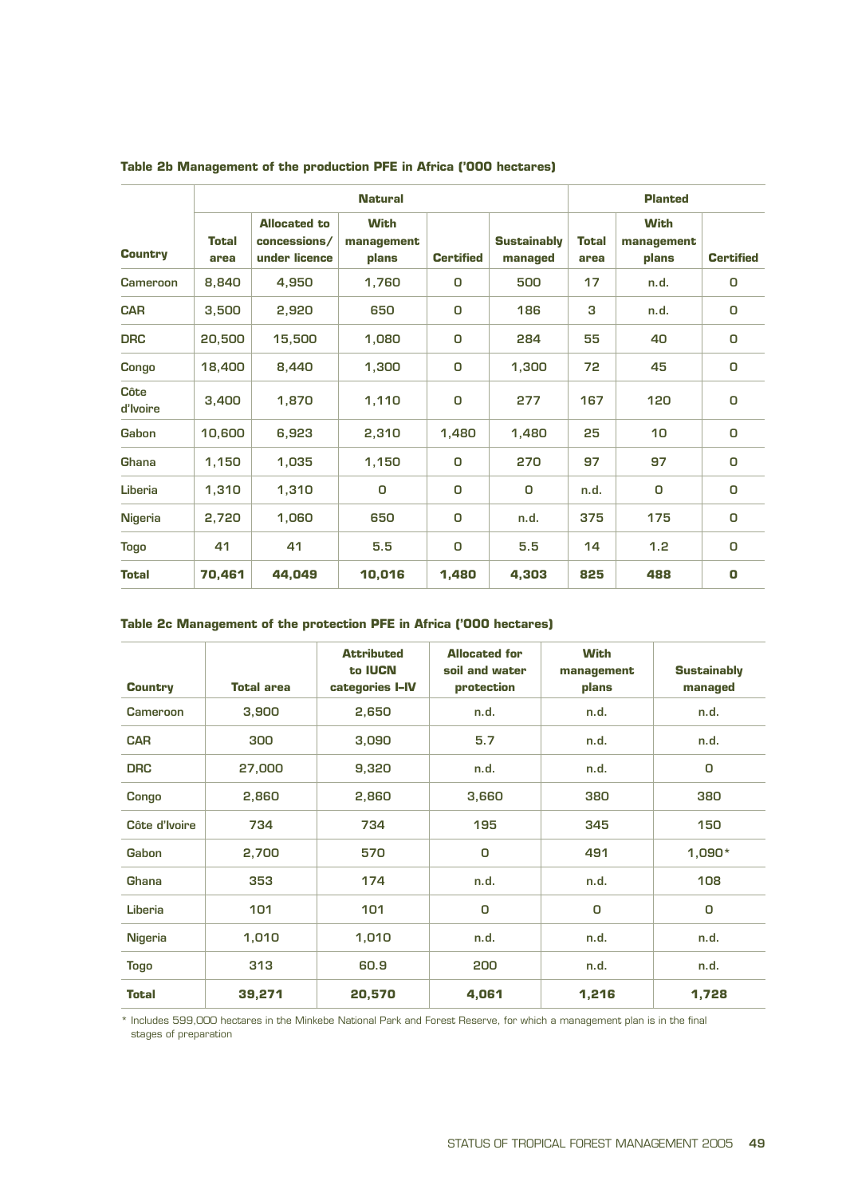**Table 2b Management of the production PFE in Africa ('000 hectares)**

| | Natural | | | | | Planted | | |
|---|---|---|---|---|---|---|---|---|
| Country | Total area | Allocated to concessions/ under licence | With management plans | Certified | Sustainably managed | Total area | With management plans | Certified |
| Cameroon | 8,840 | 4,950 | 1,760 | 0 | 500 | 17 | n.d. | 0 |
| CAR | 3,500 | 2,920 | 650 | 0 | 186 | 3 | n.d. | 0 |
| DRC | 20,500 | 15,500 | 1,080 | 0 | 284 | 55 | 40 | 0 |
| Congo | 18,400 | 8,440 | 1,300 | 0 | 1,300 | 72 | 45 | 0 |
| Côte d'Ivoire | 3,400 | 1,870 | 1,110 | 0 | 277 | 167 | 120 | 0 |
| Gabon | 10,600 | 6,923 | 2,310 | 1,480 | 1,480 | 25 | 10 | 0 |
| Ghana | 1,150 | 1,035 | 1,150 | 0 | 270 | 97 | 97 | 0 |
| Liberia | 1,310 | 1,310 | 0 | 0 | 0 | n.d. | 0 | 0 |
| Nigeria | 2,720 | 1,060 | 650 | 0 | n.d. | 375 | 175 | 0 |
| Togo | 41 | 41 | 5.5 | 0 | 5.5 | 14 | 1.2 | 0 |
| **Total** | **70,461** | **44,049** | **10,016** | **1,480** | **4,303** | **825** | **488** | **0** |

**Table 2c Management of the protection PFE in Africa ('000 hectares)**

| Country | Total area | Attributed to IUCN categories I–IV | Allocated for soil and water protection | With management plans | Sustainably managed |
|---|---|---|---|---|---|
| Cameroon | 3,900 | 2,650 | n.d. | n.d. | n.d. |
| CAR | 300 | 3,090 | 5.7 | n.d. | n.d. |
| DRC | 27,000 | 9,320 | n.d. | n.d. | 0 |
| Congo | 2,860 | 2,860 | 3,660 | 380 | 380 |
| Côte d'Ivoire | 734 | 734 | 195 | 345 | 150 |
| Gabon | 2,700 | 570 | 0 | 491 | 1,090* |
| Ghana | 353 | 174 | n.d. | n.d. | 108 |
| Liberia | 101 | 101 | 0 | 0 | 0 |
| Nigeria | 1,010 | 1,010 | n.d. | n.d. | n.d. |
| Togo | 313 | 60.9 | 200 | n.d. | n.d. |
| **Total** | **39,271** | **20,570** | **4,061** | **1,216** | **1,728** |

* Includes 599,000 hectares in the Minkebe National Park and Forest Reserve, for which a management plan is in the final stages of preparation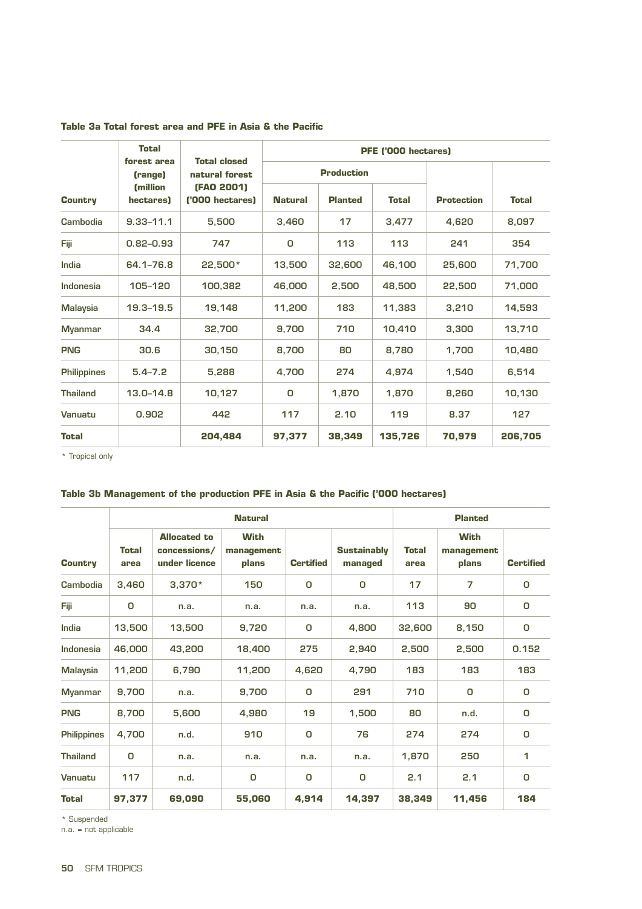**Table 3a Total forest area and PFE in Asia & the Pacific**

| Country | Total forest area (range) (million hectares) | Total closed natural forest (FAO 2001) ('000 hectares) | PFE ('000 hectares) | | | | |
|---|---|---|---|---|---|---|---|
| | | | Production | | | | |
| | | | Natural | Planted | Total | Protection | Total |
| Cambodia | 9.33–11.1 | 5,500 | 3,460 | 17 | 3,477 | 4,620 | 8,097 |
| Fiji | 0.82–0.93 | 747 | 0 | 113 | 113 | 241 | 354 |
| India | 64.1–76.8 | 22,500* | 13,500 | 32,600 | 46,100 | 25,600 | 71,700 |
| Indonesia | 105–120 | 100,382 | 46,000 | 2,500 | 48,500 | 22,500 | 71,000 |
| Malaysia | 19.3–19.5 | 19,148 | 11,200 | 183 | 11,383 | 3,210 | 14,593 |
| Myanmar | 34.4 | 32,700 | 9,700 | 710 | 10,410 | 3,300 | 13,710 |
| PNG | 30.6 | 30,150 | 8,700 | 80 | 8,780 | 1,700 | 10,480 |
| Philippines | 5.4–7.2 | 5,288 | 4,700 | 274 | 4,974 | 1,540 | 6,514 |
| Thailand | 13.0–14.8 | 10,127 | 0 | 1,870 | 1,870 | 8,260 | 10,130 |
| Vanuatu | 0.902 | 442 | 117 | 2.10 | 119 | 8.37 | 127 |
| **Total** | | **204,484** | **97,377** | **38,349** | **135,726** | **70,979** | **206,705** |

\* Tropical only

**Table 3b Management of the production PFE in Asia & the Pacific ('000 hectares)**

| Country | Natural | | | | | Planted | | |
|---|---|---|---|---|---|---|---|---|
| | Total area | Allocated to concessions/ under licence | With management plans | Certified | Sustainably managed | Total area | With management plans | Certified |
| Cambodia | 3,460 | 3,370* | 150 | 0 | 0 | 17 | 7 | 0 |
| Fiji | 0 | n.a. | n.a. | n.a. | n.a. | 113 | 90 | 0 |
| India | 13,500 | 13,500 | 9,720 | 0 | 4,800 | 32,600 | 8,150 | 0 |
| Indonesia | 46,000 | 43,200 | 18,400 | 275 | 2,940 | 2,500 | 2,500 | 0.152 |
| Malaysia | 11,200 | 6,790 | 11,200 | 4,620 | 4,790 | 183 | 183 | 183 |
| Myanmar | 9,700 | n.a. | 9,700 | 0 | 291 | 710 | 0 | 0 |
| PNG | 8,700 | 5,600 | 4,980 | 19 | 1,500 | 80 | n.d. | 0 |
| Philippines | 4,700 | n.d. | 910 | 0 | 76 | 274 | 274 | 0 |
| Thailand | 0 | n.a. | n.a. | n.a. | n.a. | 1,870 | 250 | 1 |
| Vanuatu | 117 | n.d. | 0 | 0 | 0 | 2.1 | 2.1 | 0 |
| **Total** | **97,377** | **69,090** | **55,060** | **4,914** | **14,397** | **38,349** | **11,456** | **184** |

\* Suspended
n.a. = not applicable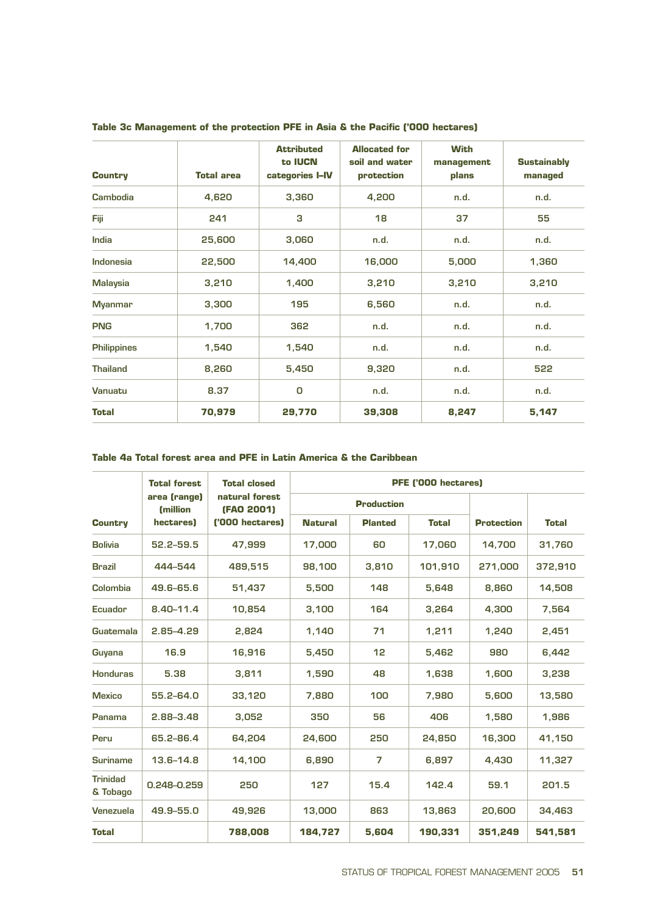**Table 3c Management of the protection PFE in Asia & the Pacific ('000 hectares)**

| Country | Total area | Attributed to IUCN categories I–IV | Allocated for soil and water protection | With management plans | Sustainably managed |
|---|---|---|---|---|---|
| Cambodia | 4,620 | 3,360 | 4,200 | n.d. | n.d. |
| Fiji | 241 | 3 | 18 | 37 | 55 |
| India | 25,600 | 3,060 | n.d. | n.d. | n.d. |
| Indonesia | 22,500 | 14,400 | 16,000 | 5,000 | 1,360 |
| Malaysia | 3,210 | 1,400 | 3,210 | 3,210 | 3,210 |
| Myanmar | 3,300 | 195 | 6,560 | n.d. | n.d. |
| PNG | 1,700 | 362 | n.d. | n.d. | n.d. |
| Philippines | 1,540 | 1,540 | n.d. | n.d. | n.d. |
| Thailand | 8,260 | 5,450 | 9,320 | n.d. | 522 |
| Vanuatu | 8.37 | 0 | n.d. | n.d. | n.d. |
| **Total** | **70,979** | **29,770** | **39,308** | **8,247** | **5,147** |

**Table 4a Total forest area and PFE in Latin America & the Caribbean**

| Country | Total forest area (range) (million hectares) | Total closed natural forest (FAO 2001) ('000 hectares) | PFE ('000 hectares) | | | | |
|---|---|---|---|---|---|---|---|
| | | | Production | | | | |
| | | | Natural | Planted | Total | Protection | Total |
| Bolivia | 52.2–59.5 | 47,999 | 17,000 | 60 | 17,060 | 14,700 | 31,760 |
| Brazil | 444–544 | 489,515 | 98,100 | 3,810 | 101,910 | 271,000 | 372,910 |
| Colombia | 49.6–65.6 | 51,437 | 5,500 | 148 | 5,648 | 8,860 | 14,508 |
| Ecuador | 8.40–11.4 | 10,854 | 3,100 | 164 | 3,264 | 4,300 | 7,564 |
| Guatemala | 2.85–4.29 | 2,824 | 1,140 | 71 | 1,211 | 1,240 | 2,451 |
| Guyana | 16.9 | 16,916 | 5,450 | 12 | 5,462 | 980 | 6,442 |
| Honduras | 5.38 | 3,811 | 1,590 | 48 | 1,638 | 1,600 | 3,238 |
| Mexico | 55.2–64.0 | 33,120 | 7,880 | 100 | 7,980 | 5,600 | 13,580 |
| Panama | 2.88–3.48 | 3,052 | 350 | 56 | 406 | 1,580 | 1,986 |
| Peru | 65.2–86.4 | 64,204 | 24,600 | 250 | 24,850 | 16,300 | 41,150 |
| Suriname | 13.6–14.8 | 14,100 | 6,890 | 7 | 6,897 | 4,430 | 11,327 |
| Trinidad & Tobago | 0.248–0.259 | 250 | 127 | 15.4 | 142.4 | 59.1 | 201.5 |
| Venezuela | 49.9–55.0 | 49,926 | 13,000 | 863 | 13,863 | 20,600 | 34,463 |
| **Total** | | **788,008** | **184,727** | **5,604** | **190,331** | **351,249** | **541,581** |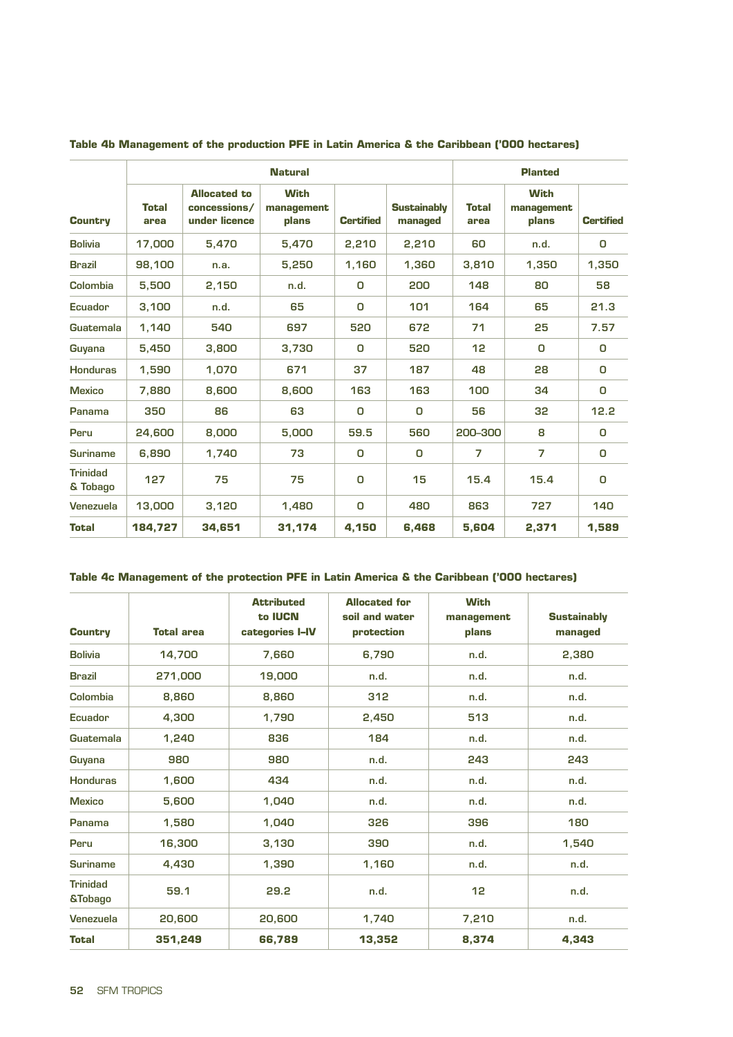**Table 4b Management of the production PFE in Latin America & the Caribbean ('000 hectares)**

| | Natural | | | | | Planted | | |
|---|---|---|---|---|---|---|---|---|
| Country | Total area | Allocated to concessions/ under licence | With management plans | Certified | Sustainably managed | Total area | With management plans | Certified |
| Bolivia | 17,000 | 5,470 | 5,470 | 2,210 | 2,210 | 60 | n.d. | 0 |
| Brazil | 98,100 | n.a. | 5,250 | 1,160 | 1,360 | 3,810 | 1,350 | 1,350 |
| Colombia | 5,500 | 2,150 | n.d. | 0 | 200 | 148 | 80 | 58 |
| Ecuador | 3,100 | n.d. | 65 | 0 | 101 | 164 | 65 | 21.3 |
| Guatemala | 1,140 | 540 | 697 | 520 | 672 | 71 | 25 | 7.57 |
| Guyana | 5,450 | 3,800 | 3,730 | 0 | 520 | 12 | 0 | 0 |
| Honduras | 1,590 | 1,070 | 671 | 37 | 187 | 48 | 28 | 0 |
| Mexico | 7,880 | 8,600 | 8,600 | 163 | 163 | 100 | 34 | 0 |
| Panama | 350 | 86 | 63 | 0 | 0 | 56 | 32 | 12.2 |
| Peru | 24,600 | 8,000 | 5,000 | 59.5 | 560 | 200–300 | 8 | 0 |
| Suriname | 6,890 | 1,740 | 73 | 0 | 0 | 7 | 7 | 0 |
| Trinidad & Tobago | 127 | 75 | 75 | 0 | 15 | 15.4 | 15.4 | 0 |
| Venezuela | 13,000 | 3,120 | 1,480 | 0 | 480 | 863 | 727 | 140 |
| **Total** | **184,727** | **34,651** | **31,174** | **4,150** | **6,468** | **5,604** | **2,371** | **1,589** |

**Table 4c Management of the protection PFE in Latin America & the Caribbean ('000 hectares)**

| Country | Total area | Attributed to IUCN categories I–IV | Allocated for soil and water protection | With management plans | Sustainably managed |
|---|---|---|---|---|---|
| Bolivia | 14,700 | 7,660 | 6,790 | n.d. | 2,380 |
| Brazil | 271,000 | 19,000 | n.d. | n.d. | n.d. |
| Colombia | 8,860 | 8,860 | 312 | n.d. | n.d. |
| Ecuador | 4,300 | 1,790 | 2,450 | 513 | n.d. |
| Guatemala | 1,240 | 836 | 184 | n.d. | n.d. |
| Guyana | 980 | 980 | n.d. | 243 | 243 |
| Honduras | 1,600 | 434 | n.d. | n.d. | n.d. |
| Mexico | 5,600 | 1,040 | n.d. | n.d. | n.d. |
| Panama | 1,580 | 1,040 | 326 | 396 | 180 |
| Peru | 16,300 | 3,130 | 390 | n.d. | 1,540 |
| Suriname | 4,430 | 1,390 | 1,160 | n.d. | n.d. |
| Trinidad &Tobago | 59.1 | 29.2 | n.d. | 12 | n.d. |
| Venezuela | 20,600 | 20,600 | 1,740 | 7,210 | n.d. |
| **Total** | **351,249** | **66,789** | **13,352** | **8,374** | **4,343** |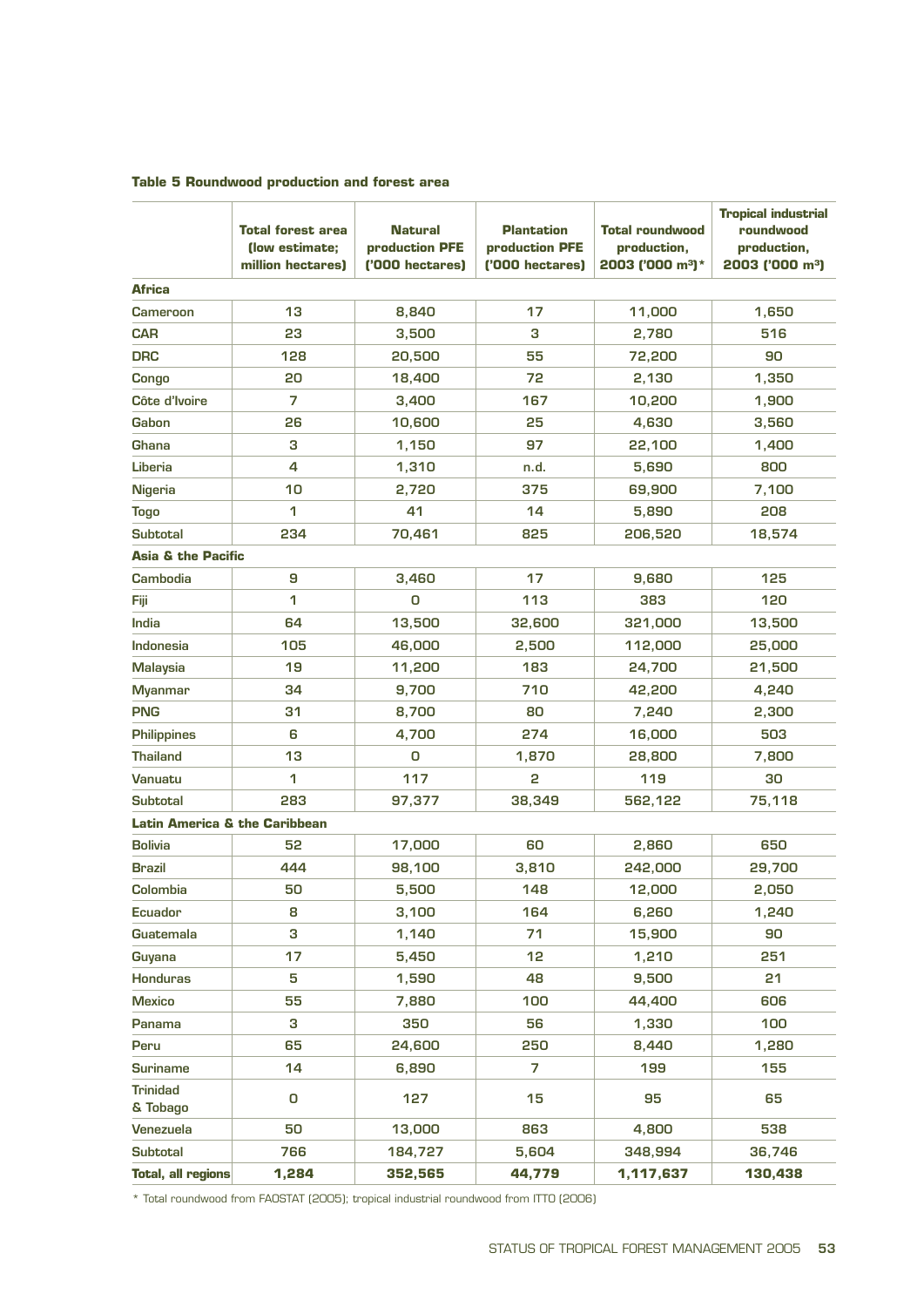**Table 5 Roundwood production and forest area**

| | Total forest area (low estimate; million hectares) | Natural production PFE ('000 hectares) | Plantation production PFE ('000 hectares) | Total roundwood production, 2003 ('000 m³)* | Tropical industrial roundwood production, 2003 ('000 m³) |
|---|---|---|---|---|---|
| **Africa** | | | | | |
| Cameroon | 13 | 8,840 | 17 | 11,000 | 1,650 |
| CAR | 23 | 3,500 | 3 | 2,780 | 516 |
| DRC | 128 | 20,500 | 55 | 72,200 | 90 |
| Congo | 20 | 18,400 | 72 | 2,130 | 1,350 |
| Côte d'Ivoire | 7 | 3,400 | 167 | 10,200 | 1,900 |
| Gabon | 26 | 10,600 | 25 | 4,630 | 3,560 |
| Ghana | 3 | 1,150 | 97 | 22,100 | 1,400 |
| Liberia | 4 | 1,310 | n.d. | 5,690 | 800 |
| Nigeria | 10 | 2,720 | 375 | 69,900 | 7,100 |
| Togo | 1 | 41 | 14 | 5,890 | 208 |
| Subtotal | 234 | 70,461 | 825 | 206,520 | 18,574 |
| **Asia & the Pacific** | | | | | |
| Cambodia | 9 | 3,460 | 17 | 9,680 | 125 |
| Fiji | 1 | 0 | 113 | 383 | 120 |
| India | 64 | 13,500 | 32,600 | 321,000 | 13,500 |
| Indonesia | 105 | 46,000 | 2,500 | 112,000 | 25,000 |
| Malaysia | 19 | 11,200 | 183 | 24,700 | 21,500 |
| Myanmar | 34 | 9,700 | 710 | 42,200 | 4,240 |
| PNG | 31 | 8,700 | 80 | 7,240 | 2,300 |
| Philippines | 6 | 4,700 | 274 | 16,000 | 503 |
| Thailand | 13 | 0 | 1,870 | 28,800 | 7,800 |
| Vanuatu | 1 | 117 | 2 | 119 | 30 |
| Subtotal | 283 | 97,377 | 38,349 | 562,122 | 75,118 |
| **Latin America & the Caribbean** | | | | | |
| Bolivia | 52 | 17,000 | 60 | 2,860 | 650 |
| Brazil | 444 | 98,100 | 3,810 | 242,000 | 29,700 |
| Colombia | 50 | 5,500 | 148 | 12,000 | 2,050 |
| Ecuador | 8 | 3,100 | 164 | 6,260 | 1,240 |
| Guatemala | 3 | 1,140 | 71 | 15,900 | 90 |
| Guyana | 17 | 5,450 | 12 | 1,210 | 251 |
| Honduras | 5 | 1,590 | 48 | 9,500 | 21 |
| Mexico | 55 | 7,880 | 100 | 44,400 | 606 |
| Panama | 3 | 350 | 56 | 1,330 | 100 |
| Peru | 65 | 24,600 | 250 | 8,440 | 1,280 |
| Suriname | 14 | 6,890 | 7 | 199 | 155 |
| Trinidad & Tobago | 0 | 127 | 15 | 95 | 65 |
| Venezuela | 50 | 13,000 | 863 | 4,800 | 538 |
| Subtotal | 766 | 184,727 | 5,604 | 348,994 | 36,746 |
| **Total, all regions** | **1,284** | **352,565** | **44,779** | **1,117,637** | **130,438** |

\* Total roundwood from FAOSTAT (2005); tropical industrial roundwood from ITTO (2006)